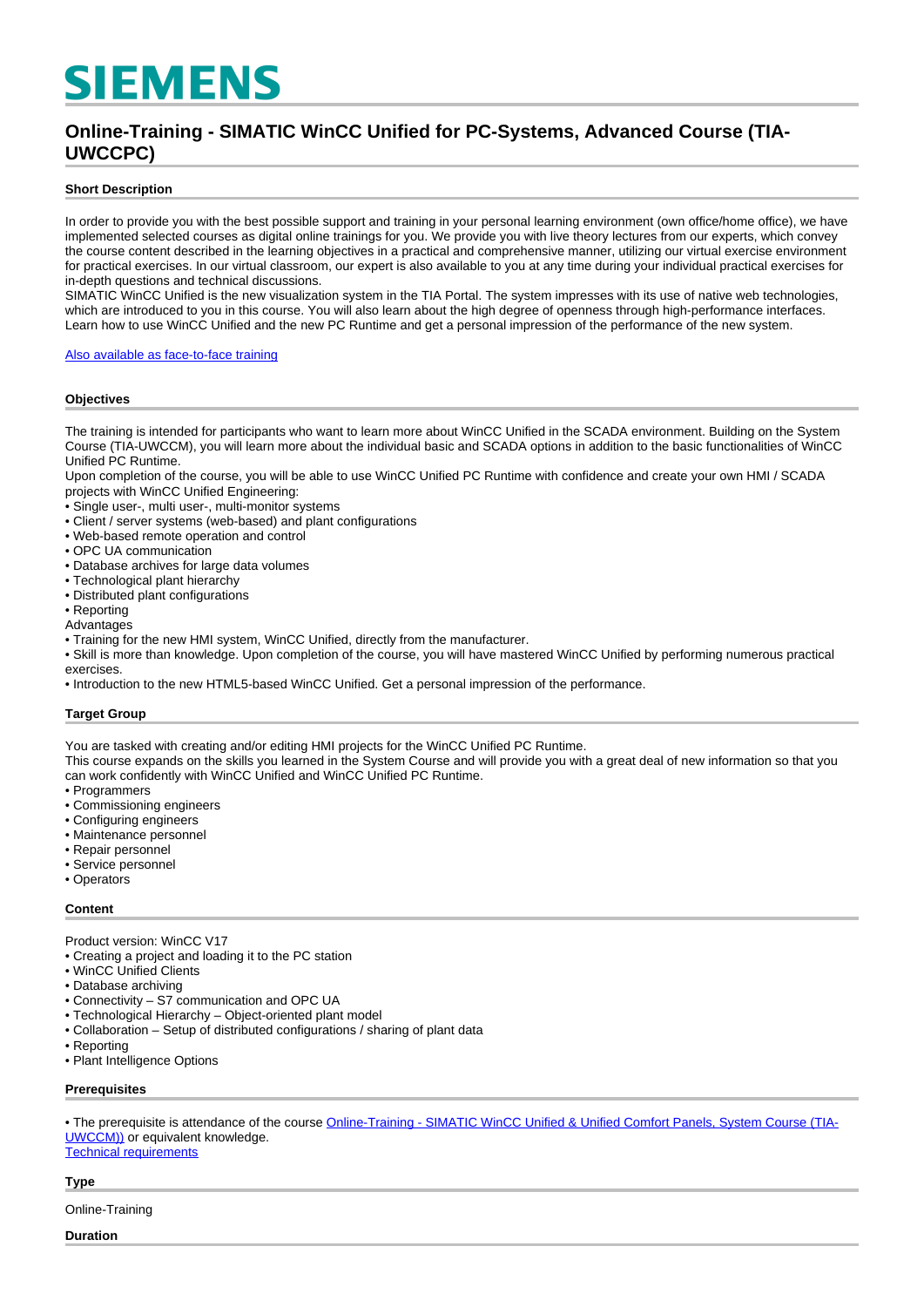# SIEMENS

## Online-Training - SIMATIC WinCC Unified for PC-Systems, Advanced Course (TIA-UWCCPC)

### Short Description

In order to provide you with the best possible support and training in your personal learning environment (own office/home office), we have implemented selected courses as digital online trainings for you. We provide you with live theory lectures from our experts, which convey the course content described in the learning objectives in a practical and comprehensive manner, utilizing our virtual exercise environment for practical exercises. In our virtual classroom, our expert is also available to you at any time during your individual practical exercises for in-depth questions and technical discussions.
SIMATIC WinCC Unified is the new visualization system in the TIA Portal. The system impresses with its use of native web technologies, which are introduced to you in this course. You will also learn about the high degree of openness through high-performance interfaces. Learn how to use WinCC Unified and the new PC Runtime and get a personal impression of the performance of the new system.

[Also available as face-to-face training]

### Objectives

The training is intended for participants who want to learn more about WinCC Unified in the SCADA environment. Building on the System Course (TIA-UWCCM), you will learn more about the individual basic and SCADA options in addition to the basic functionalities of WinCC Unified PC Runtime.
Upon completion of the course, you will be able to use WinCC Unified PC Runtime with confidence and create your own HMI / SCADA projects with WinCC Unified Engineering:
• Single user-, multi user-, multi-monitor systems
• Client / server systems (web-based) and plant configurations
• Web-based remote operation and control
• OPC UA communication
• Database archives for large data volumes
• Technological plant hierarchy
• Distributed plant configurations
• Reporting
Advantages
• Training for the new HMI system, WinCC Unified, directly from the manufacturer.
• Skill is more than knowledge. Upon completion of the course, you will have mastered WinCC Unified by performing numerous practical exercises.
• Introduction to the new HTML5-based WinCC Unified. Get a personal impression of the performance.

### Target Group

You are tasked with creating and/or editing HMI projects for the WinCC Unified PC Runtime.
This course expands on the skills you learned in the System Course and will provide you with a great deal of new information so that you can work confidently with WinCC Unified and WinCC Unified PC Runtime.
• Programmers
• Commissioning engineers
• Configuring engineers
• Maintenance personnel
• Repair personnel
• Service personnel
• Operators

### Content

Product version: WinCC V17
• Creating a project and loading it to the PC station
• WinCC Unified Clients
• Database archiving
• Connectivity – S7 communication and OPC UA
• Technological Hierarchy – Object-oriented plant model
• Collaboration – Setup of distributed configurations / sharing of plant data
• Reporting
• Plant Intelligence Options

### Prerequisites

• The prerequisite is attendance of the course [Online-Training - SIMATIC WinCC Unified & Unified Comfort Panels, System Course (TIA-UWCCM))] or equivalent knowledge.
[Technical requirements]

### Type

Online-Training

### Duration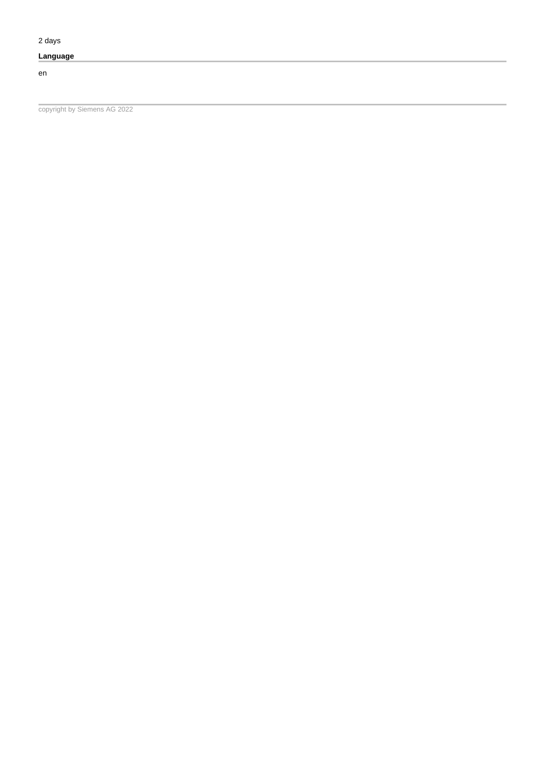2 days

**Language**

en

copyright by Siemens AG 2022